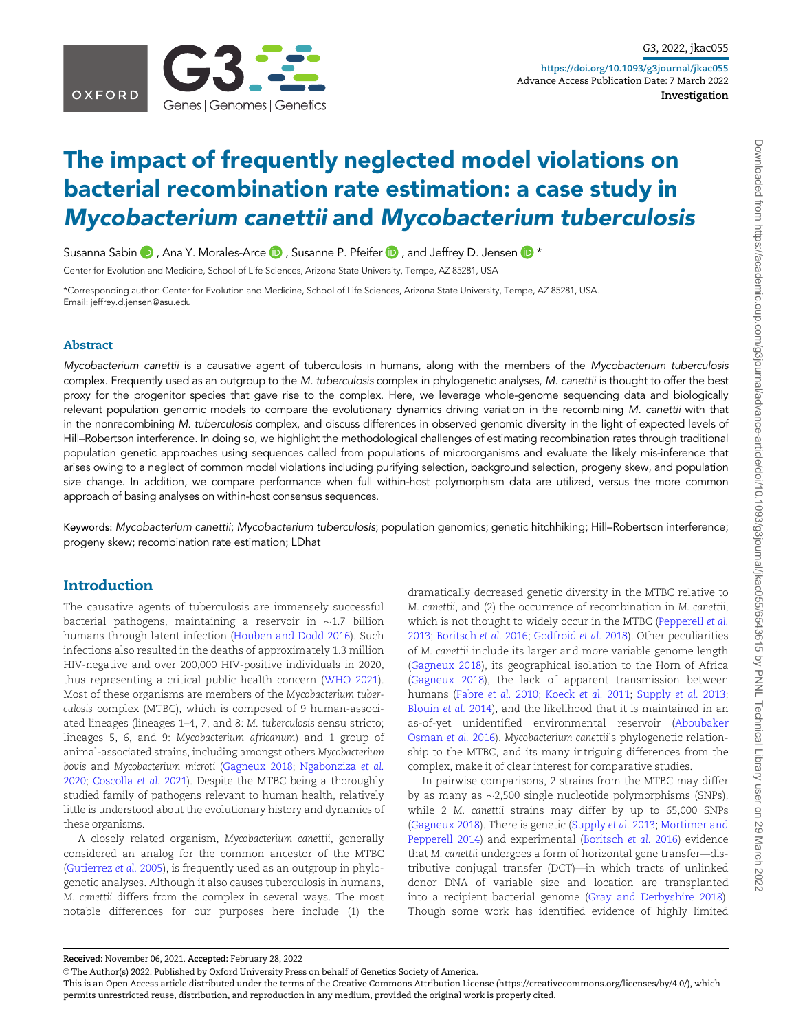# The impact of frequently neglected model violations on bacterial recombination rate estimation: a case study in *Mycobacterium canettii* and *Mycobacterium tuberculosis*

Susanna Sabin, Ana Y. Morales-Arce, Susanne P. Pfeifer, and Jeffrey D. Jensen*

Center for Evolution and Medicine, School of Life Sciences, Arizona State University, Tempe, AZ 85281, USA

*Corresponding author: Center for Evolution and Medicine, School of Life Sciences, Arizona State University, Tempe, AZ 85281, USA. Email: jeffrey.d.jensen@asu.edu

## Abstract

*Mycobacterium canettii* is a causative agent of tuberculosis in humans, along with the members of the *Mycobacterium tuberculosis* complex. Frequently used as an outgroup to the *M. tuberculosis* complex in phylogenetic analyses, *M. canettii* is thought to offer the best proxy for the progenitor species that gave rise to the complex. Here, we leverage whole-genome sequencing data and biologically relevant population genomic models to compare the evolutionary dynamics driving variation in the recombining *M. canettii* with that in the nonrecombining *M. tuberculosis* complex, and discuss differences in observed genomic diversity in the light of expected levels of Hill–Robertson interference. In doing so, we highlight the methodological challenges of estimating recombination rates through traditional population genetic approaches using sequences called from populations of microorganisms and evaluate the likely mis-inference that arises owing to a neglect of common model violations including purifying selection, background selection, progeny skew, and population size change. In addition, we compare performance when full within-host polymorphism data are utilized, versus the more common approach of basing analyses on within-host consensus sequences.

Keywords: *Mycobacterium canettii*; *Mycobacterium tuberculosis*; population genomics; genetic hitchhiking; Hill–Robertson interference; progeny skew; recombination rate estimation; LDhat

## Introduction

The causative agents of tuberculosis are immensely successful bacterial pathogens, maintaining a reservoir in ∼1.7 billion humans through latent infection (Houben and Dodd 2016). Such infections also resulted in the deaths of approximately 1.3 million HIV-negative and over 200,000 HIV-positive individuals in 2020, thus representing a critical public health concern (WHO 2021). Most of these organisms are members of the *Mycobacterium tuberculosis* complex (MTBC), which is composed of 9 human-associated lineages (lineages 1–4, 7, and 8: *M. tuberculosis* sensu stricto; lineages 5, 6, and 9: *Mycobacterium africanum*) and 1 group of animal-associated strains, including amongst others *Mycobacterium bovis* and *Mycobacterium microti* (Gagneux 2018; Ngabonziza *et al.* 2020; Coscolla *et al.* 2021). Despite the MTBC being a thoroughly studied family of pathogens relevant to human health, relatively little is understood about the evolutionary history and dynamics of these organisms.

A closely related organism, *Mycobacterium canettii*, generally considered an analog for the common ancestor of the MTBC (Gutierrez *et al.* 2005), is frequently used as an outgroup in phylogenetic analyses. Although it also causes tuberculosis in humans, *M. canettii* differs from the complex in several ways. The most notable differences for our purposes here include (1) the dramatically decreased genetic diversity in the MTBC relative to *M. canettii*, and (2) the occurrence of recombination in *M. canettii*, which is not thought to widely occur in the MTBC (Pepperell *et al.* 2013; Boritsch *et al.* 2016; Godfroid *et al.* 2018). Other peculiarities of *M. canettii* include its larger and more variable genome length (Gagneux 2018), its geographical isolation to the Horn of Africa (Gagneux 2018), the lack of apparent transmission between humans (Fabre *et al.* 2010; Koeck *et al.* 2011; Supply *et al.* 2013; Blouin *et al.* 2014), and the likelihood that it is maintained in an as-of-yet unidentified environmental reservoir (Aboubaker Osman *et al.* 2016). *Mycobacterium canettii*'s phylogenetic relationship to the MTBC, and its many intriguing differences from the complex, make it of clear interest for comparative studies.

In pairwise comparisons, 2 strains from the MTBC may differ by as many as ∼2,500 single nucleotide polymorphisms (SNPs), while 2 *M. canettii* strains may differ by up to 65,000 SNPs (Gagneux 2018). There is genetic (Supply *et al.* 2013; Mortimer and Pepperell 2014) and experimental (Boritsch *et al.* 2016) evidence that *M. canettii* undergoes a form of horizontal gene transfer—distributive conjugal transfer (DCT)—in which tracts of unlinked donor DNA of variable size and location are transplanted into a recipient bacterial genome (Gray and Derbyshire 2018). Though some work has identified evidence of highly limited

**Received:** November 06, 2021. **Accepted:** February 28, 2022

© The Author(s) 2022. Published by Oxford University Press on behalf of Genetics Society of America.

This is an Open Access article distributed under the terms of the Creative Commons Attribution License (https://creativecommons.org/licenses/by/4.0/), which permits unrestricted reuse, distribution, and reproduction in any medium, provided the original work is properly cited.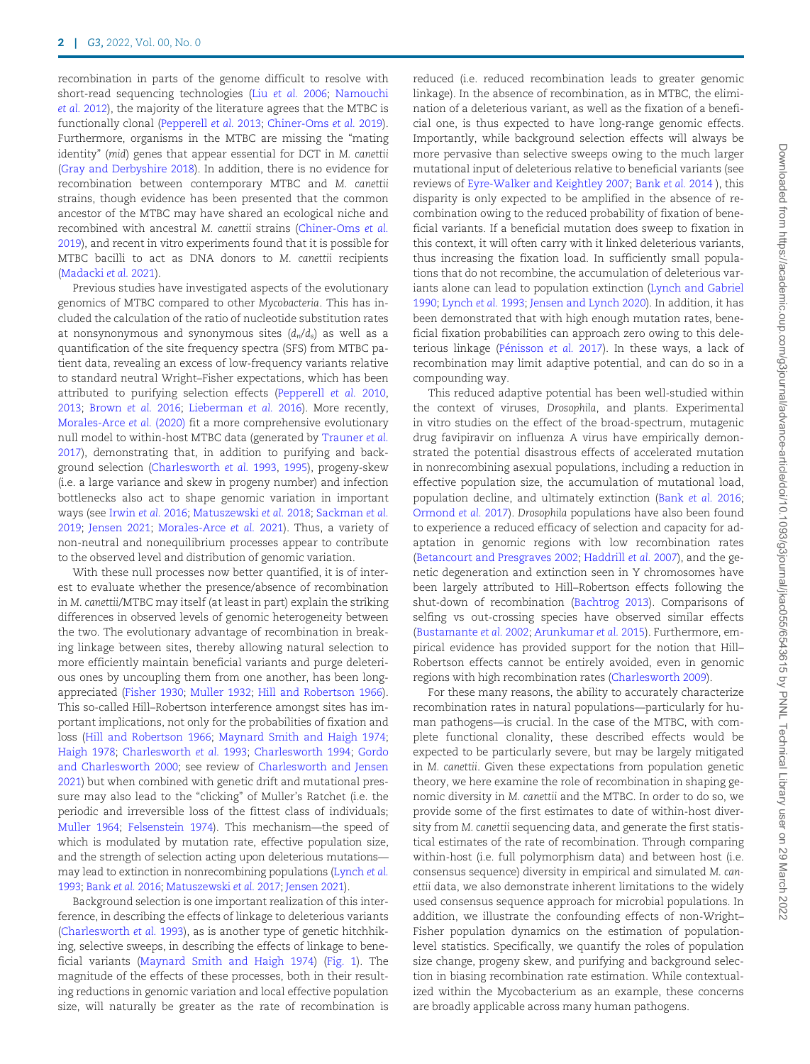recombination in parts of the genome difficult to resolve with short-read sequencing technologies (Liu *et al.* 2006; Namouchi *et al.* 2012), the majority of the literature agrees that the MTBC is functionally clonal (Pepperell *et al.* 2013; Chiner-Oms *et al.* 2019). Furthermore, organisms in the MTBC are missing the "mating identity" (*mid*) genes that appear essential for DCT in *M. canettii* (Gray and Derbyshire 2018). In addition, there is no evidence for recombination between contemporary MTBC and *M. canettii* strains, though evidence has been presented that the common ancestor of the MTBC may have shared an ecological niche and recombined with ancestral *M. canettii* strains (Chiner-Oms *et al.* 2019), and recent in vitro experiments found that it is possible for MTBC bacilli to act as DNA donors to *M. canettii* recipients (Madacki *et al.* 2021).

Previous studies have investigated aspects of the evolutionary genomics of MTBC compared to other *Mycobacteria*. This has included the calculation of the ratio of nucleotide substitution rates at nonsynonymous and synonymous sites ($d_n/d_s$) as well as a quantification of the site frequency spectra (SFS) from MTBC patient data, revealing an excess of low-frequency variants relative to standard neutral Wright–Fisher expectations, which has been attributed to purifying selection effects (Pepperell *et al.* 2010, 2013; Brown *et al.* 2016; Lieberman *et al.* 2016). More recently, Morales-Arce *et al.* (2020) fit a more comprehensive evolutionary null model to within-host MTBC data (generated by Trauner *et al.* 2017), demonstrating that, in addition to purifying and background selection (Charlesworth *et al.* 1993, 1995), progeny-skew (i.e. a large variance and skew in progeny number) and infection bottlenecks also act to shape genomic variation in important ways (see Irwin *et al.* 2016; Matuszewski *et al.* 2018; Sackman *et al.* 2019; Jensen 2021; Morales-Arce *et al.* 2021). Thus, a variety of non-neutral and nonequilibrium processes appear to contribute to the observed level and distribution of genomic variation.

With these null processes now better quantified, it is of interest to evaluate whether the presence/absence of recombination in *M. canettii*/MTBC may itself (at least in part) explain the striking differences in observed levels of genomic heterogeneity between the two. The evolutionary advantage of recombination in breaking linkage between sites, thereby allowing natural selection to more efficiently maintain beneficial variants and purge deleterious ones by uncoupling them from one another, has been long-appreciated (Fisher 1930; Muller 1932; Hill and Robertson 1966). This so-called Hill–Robertson interference amongst sites has important implications, not only for the probabilities of fixation and loss (Hill and Robertson 1966; Maynard Smith and Haigh 1974; Haigh 1978; Charlesworth *et al.* 1993; Charlesworth 1994; Gordo and Charlesworth 2000; see review of Charlesworth and Jensen 2021) but when combined with genetic drift and mutational pressure may also lead to the "clicking" of Muller's Ratchet (i.e. the periodic and irreversible loss of the fittest class of individuals; Muller 1964; Felsenstein 1974). This mechanism—the speed of which is modulated by mutation rate, effective population size, and the strength of selection acting upon deleterious mutations—may lead to extinction in nonrecombining populations (Lynch *et al.* 1993; Bank *et al.* 2016; Matuszewski *et al.* 2017; Jensen 2021).

Background selection is one important realization of this interference, in describing the effects of linkage to deleterious variants (Charlesworth *et al.* 1993), as is another type of genetic hitchhiking, selective sweeps, in describing the effects of linkage to beneficial variants (Maynard Smith and Haigh 1974) (Fig. 1). The magnitude of the effects of these processes, both in their resulting reductions in genomic variation and local effective population size, will naturally be greater as the rate of recombination is reduced (i.e. reduced recombination leads to greater genomic linkage). In the absence of recombination, as in MTBC, the elimination of a deleterious variant, as well as the fixation of a beneficial one, is thus expected to have long-range genomic effects. Importantly, while background selection effects will always be more pervasive than selective sweeps owing to the much larger mutational input of deleterious relative to beneficial variants (see reviews of Eyre-Walker and Keightley 2007; Bank *et al.* 2014 ), this disparity is only expected to be amplified in the absence of recombination owing to the reduced probability of fixation of beneficial variants. If a beneficial mutation does sweep to fixation in this context, it will often carry with it linked deleterious variants, thus increasing the fixation load. In sufficiently small populations that do not recombine, the accumulation of deleterious variants alone can lead to population extinction (Lynch and Gabriel 1990; Lynch *et al.* 1993; Jensen and Lynch 2020). In addition, it has been demonstrated that with high enough mutation rates, beneficial fixation probabilities can approach zero owing to this deleterious linkage (Pénisson *et al.* 2017). In these ways, a lack of recombination may limit adaptive potential, and can do so in a compounding way.

This reduced adaptive potential has been well-studied within the context of viruses, *Drosophila*, and plants. Experimental in vitro studies on the effect of the broad-spectrum, mutagenic drug favipiravir on influenza A virus have empirically demonstrated the potential disastrous effects of accelerated mutation in nonrecombining asexual populations, including a reduction in effective population size, the accumulation of mutational load, population decline, and ultimately extinction (Bank *et al.* 2016; Ormond *et al.* 2017). *Drosophila* populations have also been found to experience a reduced efficacy of selection and capacity for adaptation in genomic regions with low recombination rates (Betancourt and Presgraves 2002; Haddrill *et al.* 2007), and the genetic degeneration and extinction seen in Y chromosomes have been largely attributed to Hill–Robertson effects following the shut-down of recombination (Bachtrog 2013). Comparisons of selfing vs out-crossing species have observed similar effects (Bustamante *et al.* 2002; Arunkumar *et al.* 2015). Furthermore, empirical evidence has provided support for the notion that Hill–Robertson effects cannot be entirely avoided, even in genomic regions with high recombination rates (Charlesworth 2009).

For these many reasons, the ability to accurately characterize recombination rates in natural populations—particularly for human pathogens—is crucial. In the case of the MTBC, with complete functional clonality, these described effects would be expected to be particularly severe, but may be largely mitigated in *M. canettii*. Given these expectations from population genetic theory, we here examine the role of recombination in shaping genomic diversity in *M. canettii* and the MTBC. In order to do so, we provide some of the first estimates to date of within-host diversity from *M. canettii* sequencing data, and generate the first statistical estimates of the rate of recombination. Through comparing within-host (i.e. full polymorphism data) and between host (i.e. consensus sequence) diversity in empirical and simulated *M. canettii* data, we also demonstrate inherent limitations to the widely used consensus sequence approach for microbial populations. In addition, we illustrate the confounding effects of non-Wright–Fisher population dynamics on the estimation of population-level statistics. Specifically, we quantify the roles of population size change, progeny skew, and purifying and background selection in biasing recombination rate estimation. While contextualized within the Mycobacterium as an example, these concerns are broadly applicable across many human pathogens.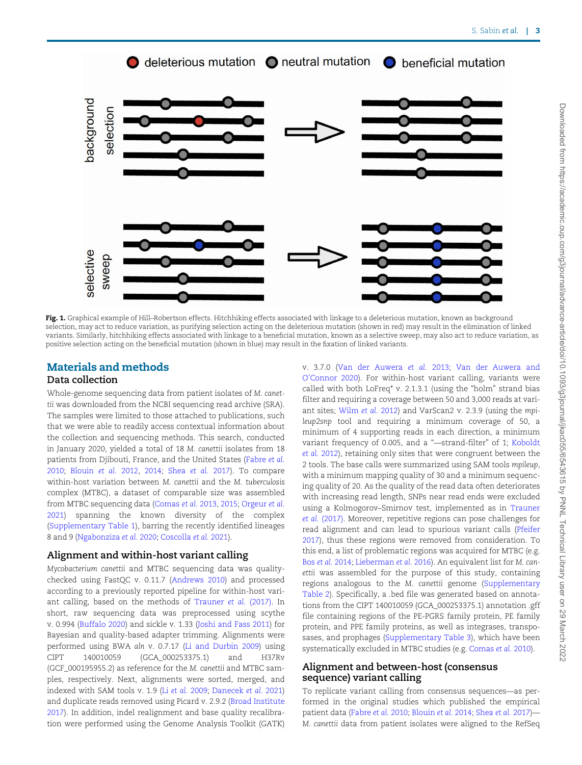**Fig. 1.** Graphical example of Hill–Robertson effects. Hitchhiking effects associated with linkage to a deleterious mutation, known as background selection, may act to reduce variation, as purifying selection acting on the deleterious mutation (shown in red) may result in the elimination of linked variants. Similarly, hitchhiking effects associated with linkage to a beneficial mutation, known as a selective sweep, may also act to reduce variation, as positive selection acting on the beneficial mutation (shown in blue) may result in the fixation of linked variants.

## Materials and methods

### Data collection

Whole-genome sequencing data from patient isolates of *M. canettii* was downloaded from the NCBI sequencing read archive (SRA). The samples were limited to those attached to publications, such that we were able to readily access contextual information about the collection and sequencing methods. This search, conducted in January 2020, yielded a total of 18 *M. canettii* isolates from 18 patients from Djibouti, France, and the United States (Fabre *et al.* 2010; Blouin *et al.* 2012, 2014; Shea *et al.* 2017). To compare within-host variation between *M. canettii* and the *M. tuberculosis* complex (MTBC), a dataset of comparable size was assembled from MTBC sequencing data (Comas *et al.* 2013, 2015; Orgeur *et al.* 2021) spanning the known diversity of the complex (Supplementary Table 1), barring the recently identified lineages 8 and 9 (Ngabonziza *et al.* 2020; Coscolla *et al.* 2021).

### Alignment and within-host variant calling

*Mycobacterium canettii* and MTBC sequencing data was quality-checked using FastQC v. 0.11.7 (Andrews 2010) and processed according to a previously reported pipeline for within-host variant calling, based on the methods of Trauner *et al.* (2017). In short, raw sequencing data was preprocessed using scythe v. 0.994 (Buffalo 2020) and sickle v. 1.33 (Joshi and Fass 2011) for Bayesian and quality-based adapter trimming. Alignments were performed using BWA *aln* v. 0.7.17 (Li and Durbin 2009) using CIPT 140010059 (GCA_000253375.1) and H37Rv (GCF_000195955.2) as reference for the *M. canettii* and MTBC samples, respectively. Next, alignments were sorted, merged, and indexed with SAM tools v. 1.9 (Li *et al.* 2009; Danecek *et al.* 2021) and duplicate reads removed using Picard v. 2.9.2 (Broad Institute 2017). In addition, indel realignment and base quality recalibration were performed using the Genome Analysis Toolkit (GATK) v. 3.7.0 (Van der Auwera *et al.* 2013; Van der Auwera and O'Connor 2020). For within-host variant calling, variants were called with both LoFreq* v. 2.1.3.1 (using the "holm" strand bias filter and requiring a coverage between 50 and 3,000 reads at variant sites; Wilm *et al.* 2012) and VarScan2 v. 2.3.9 (using the *mpileup2snp* tool and requiring a minimum coverage of 50, a minimum of 4 supporting reads in each direction, a minimum variant frequency of 0.005, and a "—strand-filter" of 1; Koboldt *et al.* 2012), retaining only sites that were congruent between the 2 tools. The base calls were summarized using SAM tools *mpileup*, with a minimum mapping quality of 30 and a minimum sequencing quality of 20. As the quality of the read data often deteriorates with increasing read length, SNPs near read ends were excluded using a Kolmogorov–Smirnov test, implemented as in Trauner *et al.* (2017). Moreover, repetitive regions can pose challenges for read alignment and can lead to spurious variant calls (Pfeifer 2017), thus these regions were removed from consideration. To this end, a list of problematic regions was acquired for MTBC (e.g. Bos *et al.* 2014; Lieberman *et al.* 2016). An equivalent list for *M. canettii* was assembled for the purpose of this study, containing regions analogous to the *M. canettii* genome (Supplementary Table 2). Specifically, a .bed file was generated based on annotations from the CIPT 140010059 (GCA_000253375.1) annotation .gff file containing regions of the PE-PGRS family protein, PE family protein, and PPE family proteins, as well as integrases, transposases, and prophages (Supplementary Table 3), which have been systematically excluded in MTBC studies (e.g. Comas *et al.* 2010).

### Alignment and between-host (consensus sequence) variant calling

To replicate variant calling from consensus sequences—as performed in the original studies which published the empirical patient data (Fabre *et al.* 2010; Blouin *et al.* 2014; Shea *et al.* 2017)—*M. canettii* data from patient isolates were aligned to the RefSeq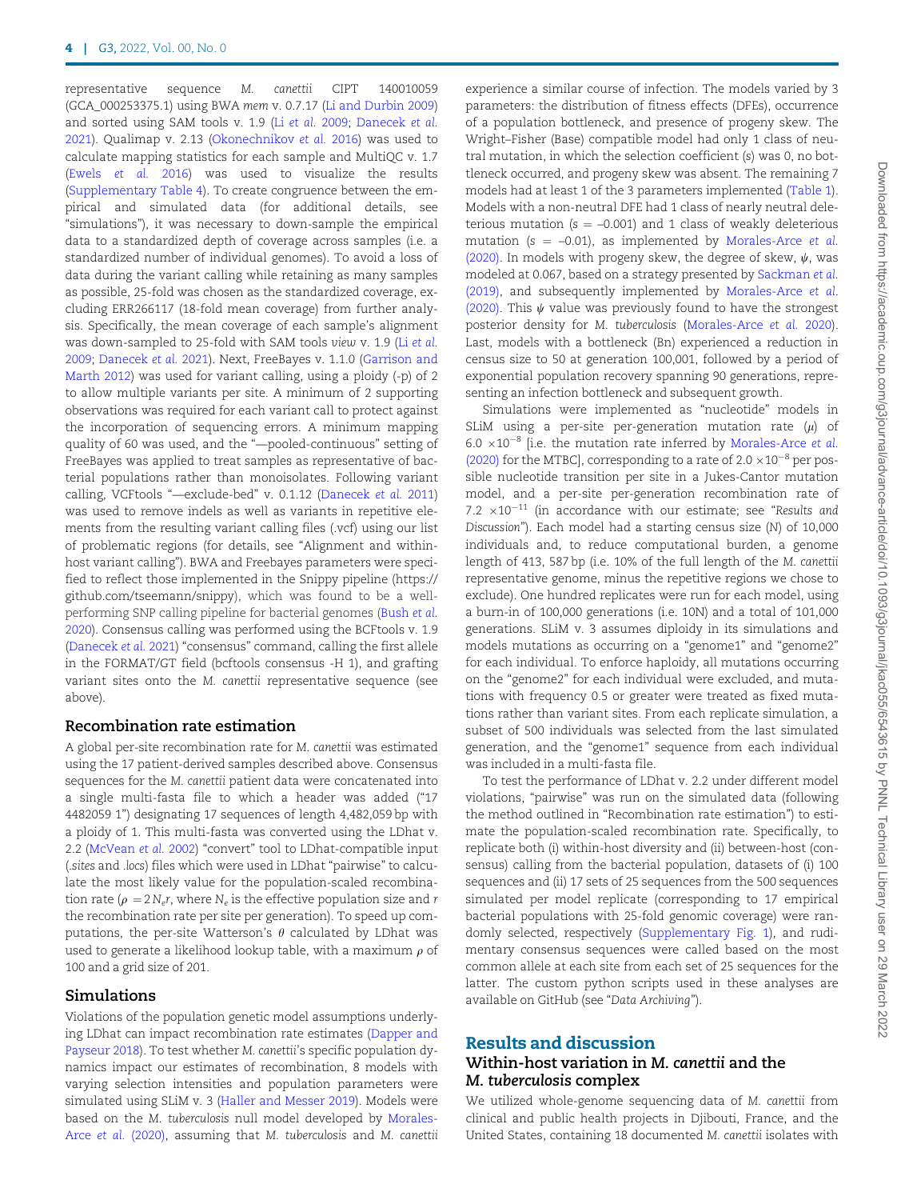representative sequence *M. canettii* CIPT 140010059 (GCA_000253375.1) using BWA *mem* v. 0.7.17 (Li and Durbin 2009) and sorted using SAM tools v. 1.9 (Li *et al.* 2009; Danecek *et al.* 2021). Qualimap v. 2.13 (Okonechnikov *et al.* 2016) was used to calculate mapping statistics for each sample and MultiQC v. 1.7 (Ewels *et al.* 2016) was used to visualize the results (Supplementary Table 4). To create congruence between the empirical and simulated data (for additional details, see "simulations"), it was necessary to down-sample the empirical data to a standardized depth of coverage across samples (i.e. a standardized number of individual genomes). To avoid a loss of data during the variant calling while retaining as many samples as possible, 25-fold was chosen as the standardized coverage, excluding ERR266117 (18-fold mean coverage) from further analysis. Specifically, the mean coverage of each sample's alignment was down-sampled to 25-fold with SAM tools *view* v. 1.9 (Li *et al.* 2009; Danecek *et al.* 2021). Next, FreeBayes v. 1.1.0 (Garrison and Marth 2012) was used for variant calling, using a ploidy (-p) of 2 to allow multiple variants per site. A minimum of 2 supporting observations was required for each variant call to protect against the incorporation of sequencing errors. A minimum mapping quality of 60 was used, and the "—pooled-continuous" setting of FreeBayes was applied to treat samples as representative of bacterial populations rather than monoisolates. Following variant calling, VCFtools "—exclude-bed" v. 0.1.12 (Danecek *et al.* 2011) was used to remove indels as well as variants in repetitive elements from the resulting variant calling files (.vcf) using our list of problematic regions (for details, see "Alignment and within-host variant calling"). BWA and Freebayes parameters were specified to reflect those implemented in the Snippy pipeline (https://github.com/tseemann/snippy), which was found to be a well-performing SNP calling pipeline for bacterial genomes (Bush *et al.* 2020). Consensus calling was performed using the BCFtools v. 1.9 (Danecek *et al.* 2021) "consensus" command, calling the first allele in the FORMAT/GT field (bcftools consensus -H 1), and grafting variant sites onto the *M. canettii* representative sequence (see above).

## Recombination rate estimation

A global per-site recombination rate for *M. canettii* was estimated using the 17 patient-derived samples described above. Consensus sequences for the *M. canettii* patient data were concatenated into a single multi-fasta file to which a header was added ("17 4482059 1") designating 17 sequences of length 4,482,059 bp with a ploidy of 1. This multi-fasta was converted using the LDhat v. 2.2 (McVean *et al.* 2002) "convert" tool to LDhat-compatible input (*.sites* and *.locs*) files which were used in LDhat "pairwise" to calculate the most likely value for the population-scaled recombination rate ($\rho = 2N_e r$, where $N_e$ is the effective population size and $r$ the recombination rate per site per generation). To speed up computations, the per-site Watterson's $\theta$ calculated by LDhat was used to generate a likelihood lookup table, with a maximum $\rho$ of 100 and a grid size of 201.

## Simulations

Violations of the population genetic model assumptions underlying LDhat can impact recombination rate estimates (Dapper and Payseur 2018). To test whether *M. canettii*'s specific population dynamics impact our estimates of recombination, 8 models with varying selection intensities and population parameters were simulated using SLiM v. 3 (Haller and Messer 2019). Models were based on the *M. tuberculosis* null model developed by Morales-Arce *et al.* (2020), assuming that *M. tuberculosis* and *M. canettii* experience a similar course of infection. The models varied by 3 parameters: the distribution of fitness effects (DFEs), occurrence of a population bottleneck, and presence of progeny skew. The Wright–Fisher (Base) compatible model had only 1 class of neutral mutation, in which the selection coefficient ($s$) was 0, no bottleneck occurred, and progeny skew was absent. The remaining 7 models had at least 1 of the 3 parameters implemented (Table 1). Models with a non-neutral DFE had 1 class of nearly neutral deleterious mutation ($s = -0.001$) and 1 class of weakly deleterious mutation ($s = -0.01$), as implemented by Morales-Arce *et al.* (2020). In models with progeny skew, the degree of skew, $\psi$, was modeled at 0.067, based on a strategy presented by Sackman *et al.* (2019), and subsequently implemented by Morales-Arce *et al.* (2020). This $\psi$ value was previously found to have the strongest posterior density for *M. tuberculosis* (Morales-Arce *et al.* 2020). Last, models with a bottleneck (Bn) experienced a reduction in census size to 50 at generation 100,001, followed by a period of exponential population recovery spanning 90 generations, representing an infection bottleneck and subsequent growth.

Simulations were implemented as "nucleotide" models in SLiM using a per-site per-generation mutation rate ($\mu$) of $6.0 \times 10^{-8}$ [i.e. the mutation rate inferred by Morales-Arce *et al.* (2020) for the MTBC], corresponding to a rate of $2.0 \times 10^{-8}$ per possible nucleotide transition per site in a Jukes-Cantor mutation model, and a per-site per-generation recombination rate of $7.2 \times 10^{-11}$ (in accordance with our estimate; see "*Results and Discussion*"). Each model had a starting census size ($N$) of 10,000 individuals and, to reduce computational burden, a genome length of 413, 587 bp (i.e. 10% of the full length of the *M. canettii* representative genome, minus the repetitive regions we chose to exclude). One hundred replicates were run for each model, using a burn-in of 100,000 generations (i.e. 10N) and a total of 101,000 generations. SLiM v. 3 assumes diploidy in its simulations and models mutations as occurring on a "genome1" and "genome2" for each individual. To enforce haploidy, all mutations occurring on the "genome2" for each individual were excluded, and mutations with frequency 0.5 or greater were treated as fixed mutations rather than variant sites. From each replicate simulation, a subset of 500 individuals was selected from the last simulated generation, and the "genome1" sequence from each individual was included in a multi-fasta file.

To test the performance of LDhat v. 2.2 under different model violations, "pairwise" was run on the simulated data (following the method outlined in "Recombination rate estimation") to estimate the population-scaled recombination rate. Specifically, to replicate both (i) within-host diversity and (ii) between-host (consensus) calling from the bacterial population, datasets of (i) 100 sequences and (ii) 17 sets of 25 sequences from the 500 sequences simulated per model replicate (corresponding to 17 empirical bacterial populations with 25-fold genomic coverage) were randomly selected, respectively (Supplementary Fig. 1), and rudimentary consensus sequences were called based on the most common allele at each site from each set of 25 sequences for the latter. The custom python scripts used in these analyses are available on GitHub (see "*Data Archiving*").

# Results and discussion

## Within-host variation in *M. canettii* and the *M. tuberculosis* complex

We utilized whole-genome sequencing data of *M. canettii* from clinical and public health projects in Djibouti, France, and the United States, containing 18 documented *M. canettii* isolates with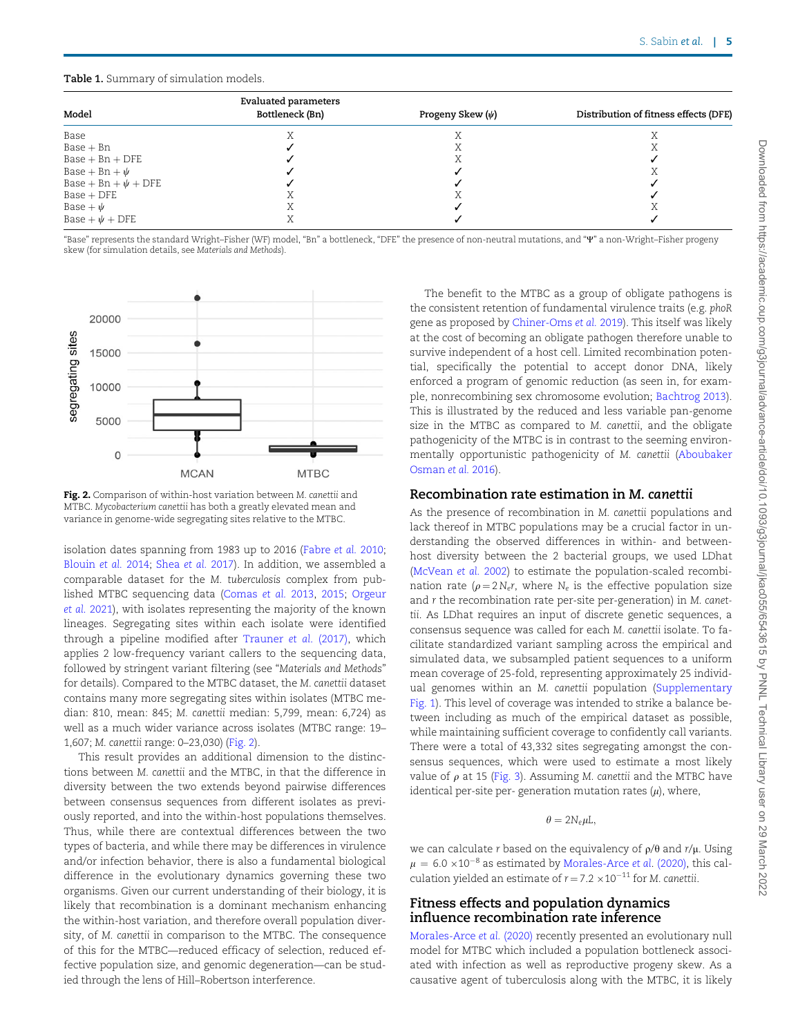**Table 1.** Summary of simulation models.

| Model | Evaluated parameters Bottleneck (Bn) | Progeny Skew ($\psi$) | Distribution of fitness effects (DFE) |
|---|---|---|---|
| Base | X | X | X |
| Base + Bn | ✓ | X | X |
| Base + Bn + DFE | ✓ | X | ✓ |
| Base + Bn + $\psi$ | ✓ | ✓ | X |
| Base + Bn + $\psi$ + DFE | ✓ | ✓ | ✓ |
| Base + DFE | X | X | ✓ |
| Base + $\psi$ | X | ✓ | X |
| Base + $\psi$ + DFE | X | ✓ | ✓ |

"Base" represents the standard Wright–Fisher (WF) model, "Bn" a bottleneck, "DFE" the presence of non-neutral mutations, and "$\Psi$" a non-Wright–Fisher progeny skew (for simulation details, see *Materials and Methods*).

**Fig. 2.** Comparison of within-host variation between *M. canettii* and MTBC. *Mycobacterium canettii* has both a greatly elevated mean and variance in genome-wide segregating sites relative to the MTBC.

isolation dates spanning from 1983 up to 2016 (Fabre *et al.* 2010; Blouin *et al.* 2014; Shea *et al.* 2017). In addition, we assembled a comparable dataset for the *M. tuberculosis* complex from published MTBC sequencing data (Comas *et al.* 2013, 2015; Orgeur *et al.* 2021), with isolates representing the majority of the known lineages. Segregating sites within each isolate were identified through a pipeline modified after Trauner *et al.* (2017), which applies 2 low-frequency variant callers to the sequencing data, followed by stringent variant filtering (see "*Materials and Methods*" for details). Compared to the MTBC dataset, the *M. canettii* dataset contains many more segregating sites within isolates (MTBC median: 810, mean: 845; *M. canettii* median: 5,799, mean: 6,724) as well as a much wider variance across isolates (MTBC range: 19–1,607; *M. canettii* range: 0–23,030) (Fig. 2).

This result provides an additional dimension to the distinctions between *M. canettii* and the MTBC, in that the difference in diversity between the two extends beyond pairwise differences between consensus sequences from different isolates as previously reported, and into the within-host populations themselves. Thus, while there are contextual differences between the two types of bacteria, and while there may be differences in virulence and/or infection behavior, there is also a fundamental biological difference in the evolutionary dynamics governing these two organisms. Given our current understanding of their biology, it is likely that recombination is a dominant mechanism enhancing the within-host variation, and therefore overall population diversity, of *M. canettii* in comparison to the MTBC. The consequence of this for the MTBC—reduced efficacy of selection, reduced effective population size, and genomic degeneration—can be studied through the lens of Hill–Robertson interference.

The benefit to the MTBC as a group of obligate pathogens is the consistent retention of fundamental virulence traits (e.g. *phoR* gene as proposed by Chiner-Oms *et al.* 2019). This itself was likely at the cost of becoming an obligate pathogen therefore unable to survive independent of a host cell. Limited recombination potential, specifically the potential to accept donor DNA, likely enforced a program of genomic reduction (as seen in, for example, nonrecombining sex chromosome evolution; Bachtrog 2013). This is illustrated by the reduced and less variable pan-genome size in the MTBC as compared to *M. canettii*, and the obligate pathogenicity of the MTBC is in contrast to the seeming environmentally opportunistic pathogenicity of *M. canettii* (Aboubaker Osman *et al.* 2016).

## Recombination rate estimation in *M. canettii*

As the presence of recombination in *M. canettii* populations and lack thereof in MTBC populations may be a crucial factor in understanding the observed differences in within- and between-host diversity between the 2 bacterial groups, we used LDhat (McVean *et al.* 2002) to estimate the population-scaled recombination rate ($\rho = 2N_e r$, where $N_e$ is the effective population size and $r$ the recombination rate per-site per-generation) in *M. canettii*. As LDhat requires an input of discrete genetic sequences, a consensus sequence was called for each *M. canettii* isolate. To facilitate standardized variant sampling across the empirical and simulated data, we subsampled patient sequences to a uniform mean coverage of 25-fold, representing approximately 25 individual genomes within an *M. canettii* population (Supplementary Fig. 1). This level of coverage was intended to strike a balance between including as much of the empirical dataset as possible, while maintaining sufficient coverage to confidently call variants. There were a total of 43,332 sites segregating amongst the consensus sequences, which were used to estimate a most likely value of $\rho$ at 15 (Fig. 3). Assuming *M. canettii* and the MTBC have identical per-site per- generation mutation rates ($\mu$), where,

$$\theta = 2N_e\mu L,$$

we can calculate $r$ based on the equivalency of $\rho/\theta$ and $r/\mu$. Using $\mu = 6.0 \times 10^{-8}$ as estimated by Morales-Arce *et al.* (2020), this calculation yielded an estimate of $r = 7.2 \times 10^{-11}$ for *M. canettii*.

## Fitness effects and population dynamics influence recombination rate inference

Morales-Arce *et al.* (2020) recently presented an evolutionary null model for MTBC which included a population bottleneck associated with infection as well as reproductive progeny skew. As a causative agent of tuberculosis along with the MTBC, it is likely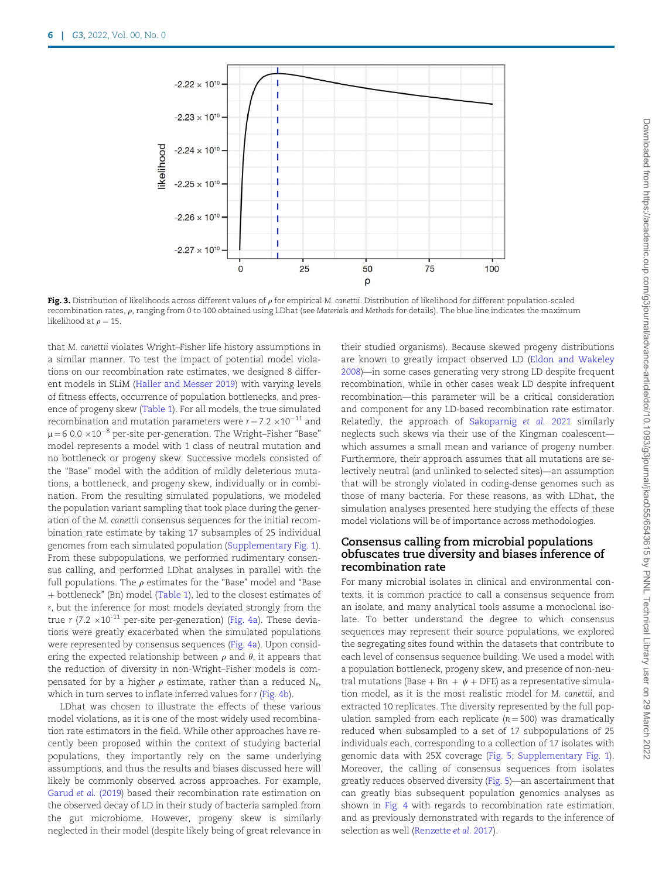Fig. 3. Distribution of likelihoods across different values of $\rho$ for empirical *M. canettii*. Distribution of likelihood for different population-scaled recombination rates, $\rho$, ranging from 0 to 100 obtained using LDhat (see *Materials and Methods* for details). The blue line indicates the maximum likelihood at $\rho = 15$.

that *M. canettii* violates Wright–Fisher life history assumptions in a similar manner. To test the impact of potential model violations on our recombination rate estimates, we designed 8 different models in SLiM (Haller and Messer 2019) with varying levels of fitness effects, occurrence of population bottlenecks, and presence of progeny skew (Table 1). For all models, the true simulated recombination and mutation parameters were $r = 7.2 \times 10^{-11}$ and $\mu = 6\ 0.0 \times 10^{-8}$ per-site per-generation. The Wright–Fisher "Base" model represents a model with 1 class of neutral mutation and no bottleneck or progeny skew. Successive models consisted of the "Base" model with the addition of mildly deleterious mutations, a bottleneck, and progeny skew, individually or in combination. From the resulting simulated populations, we modeled the population variant sampling that took place during the generation of the *M. canettii* consensus sequences for the initial recombination rate estimate by taking 17 subsamples of 25 individual genomes from each simulated population (Supplementary Fig. 1). From these subpopulations, we performed rudimentary consensus calling, and performed LDhat analyses in parallel with the full populations. The $\rho$ estimates for the "Base" model and "Base + bottleneck" (Bn) model (Table 1), led to the closest estimates of $r$, but the inference for most models deviated strongly from the true $r$ ($7.2 \times 10^{-11}$ per-site per-generation) (Fig. 4a). These deviations were greatly exacerbated when the simulated populations were represented by consensus sequences (Fig. 4a). Upon considering the expected relationship between $\rho$ and $\theta$, it appears that the reduction of diversity in non-Wright–Fisher models is compensated for by a higher $\rho$ estimate, rather than a reduced $N_e$, which in turn serves to inflate inferred values for $r$ (Fig. 4b).

LDhat was chosen to illustrate the effects of these various model violations, as it is one of the most widely used recombination rate estimators in the field. While other approaches have recently been proposed within the context of studying bacterial populations, they importantly rely on the same underlying assumptions, and thus the results and biases discussed here will likely be commonly observed across approaches. For example, Garud *et al.* (2019) based their recombination rate estimation on the observed decay of LD in their study of bacteria sampled from the gut microbiome. However, progeny skew is similarly neglected in their model (despite likely being of great relevance in their studied organisms). Because skewed progeny distributions are known to greatly impact observed LD (Eldon and Wakeley 2008)—in some cases generating very strong LD despite frequent recombination, while in other cases weak LD despite infrequent recombination—this parameter will be a critical consideration and component for any LD-based recombination rate estimator. Relatedly, the approach of Sakoparnig *et al.* 2021 similarly neglects such skews via their use of the Kingman coalescent—which assumes a small mean and variance of progeny number. Furthermore, their approach assumes that all mutations are selectively neutral (and unlinked to selected sites)—an assumption that will be strongly violated in coding-dense genomes such as those of many bacteria. For these reasons, as with LDhat, the simulation analyses presented here studying the effects of these model violations will be of importance across methodologies.

## Consensus calling from microbial populations obfuscates true diversity and biases inference of recombination rate

For many microbial isolates in clinical and environmental contexts, it is common practice to call a consensus sequence from an isolate, and many analytical tools assume a monoclonal isolate. To better understand the degree to which consensus sequences may represent their source populations, we explored the segregating sites found within the datasets that contribute to each level of consensus sequence building. We used a model with a population bottleneck, progeny skew, and presence of non-neutral mutations (Base + Bn + $\psi$ + DFE) as a representative simulation model, as it is the most realistic model for *M. canettii*, and extracted 10 replicates. The diversity represented by the full population sampled from each replicate ($n = 500$) was dramatically reduced when subsampled to a set of 17 subpopulations of 25 individuals each, corresponding to a collection of 17 isolates with genomic data with 25X coverage (Fig. 5; Supplementary Fig. 1). Moreover, the calling of consensus sequences from isolates greatly reduces observed diversity (Fig. 5)—an ascertainment that can greatly bias subsequent population genomics analyses as shown in Fig. 4 with regards to recombination rate estimation, and as previously demonstrated with regards to the inference of selection as well (Renzette *et al.* 2017).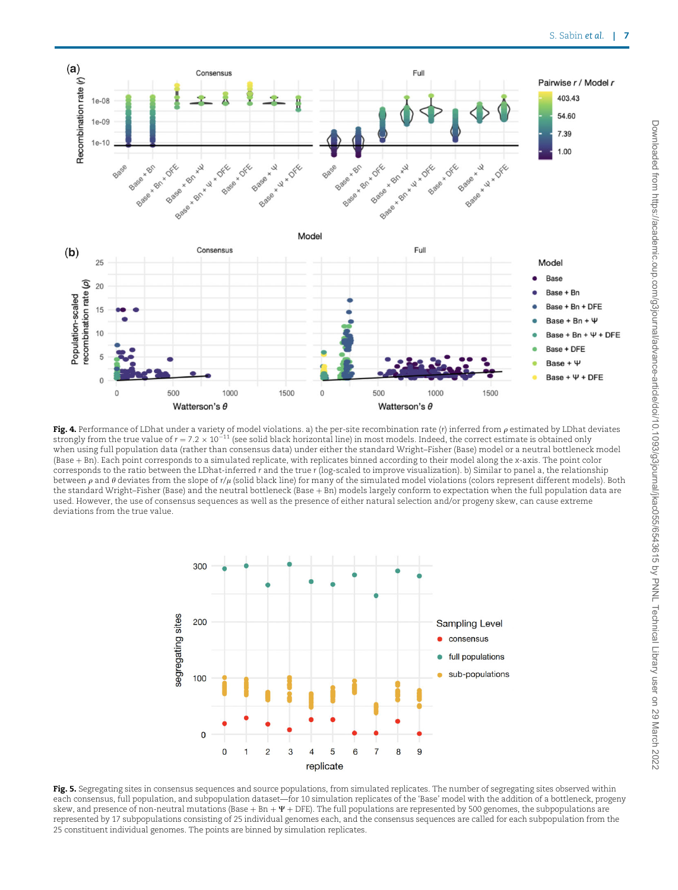**Fig. 4.** Performance of LDhat under a variety of model violations. a) the per-site recombination rate (r) inferred from $\rho$ estimated by LDhat deviates strongly from the true value of $r = 7.2 \times 10^{-11}$ (see solid black horizontal line) in most models. Indeed, the correct estimate is obtained only when using full population data (rather than consensus data) under either the standard Wright–Fisher (Base) model or a neutral bottleneck model (Base + Bn). Each point corresponds to a simulated replicate, with replicates binned according to their model along the x-axis. The point color corresponds to the ratio between the LDhat-inferred $r$ and the true $r$ (log-scaled to improve visualization). b) Similar to panel a, the relationship between $\rho$ and $\theta$ deviates from the slope of $r/\mu$ (solid black line) for many of the simulated model violations (colors represent different models). Both the standard Wright–Fisher (Base) and the neutral bottleneck (Base + Bn) models largely conform to expectation when the full population data are used. However, the use of consensus sequences as well as the presence of either natural selection and/or progeny skew, can cause extreme deviations from the true value.

**Fig. 5.** Segregating sites in consensus sequences and source populations, from simulated replicates. The number of segregating sites observed within each consensus, full population, and subpopulation dataset—for 10 simulation replicates of the 'Base' model with the addition of a bottleneck, progeny skew, and presence of non-neutral mutations (Base + Bn + $\Psi$ + DFE). The full populations are represented by 500 genomes, the subpopulations are represented by 17 subpopulations consisting of 25 individual genomes each, and the consensus sequences are called for each subpopulation from the 25 constituent individual genomes. The points are binned by simulation replicates.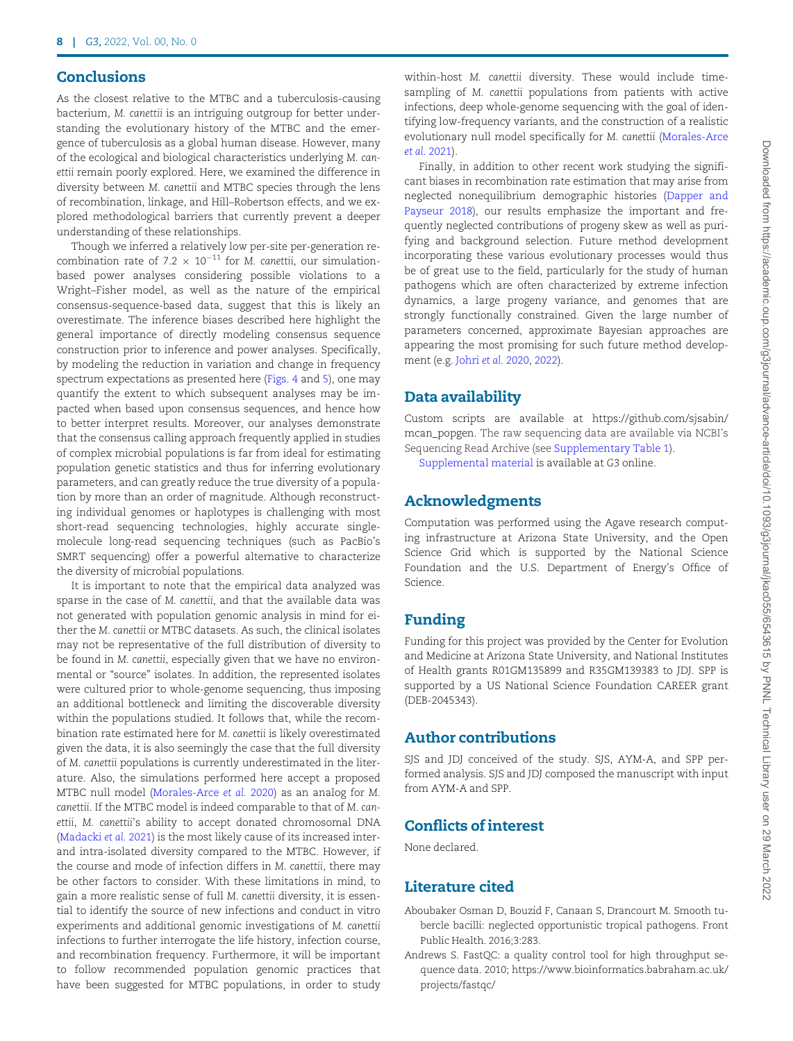## Conclusions

As the closest relative to the MTBC and a tuberculosis-causing bacterium, *M. canettii* is an intriguing outgroup for better understanding the evolutionary history of the MTBC and the emergence of tuberculosis as a global human disease. However, many of the ecological and biological characteristics underlying *M. canettii* remain poorly explored. Here, we examined the difference in diversity between *M. canettii* and MTBC species through the lens of recombination, linkage, and Hill–Robertson effects, and we explored methodological barriers that currently prevent a deeper understanding of these relationships.

Though we inferred a relatively low per-site per-generation recombination rate of $7.2 \times 10^{-11}$ for *M. canettii*, our simulation-based power analyses considering possible violations to a Wright–Fisher model, as well as the nature of the empirical consensus-sequence-based data, suggest that this is likely an overestimate. The inference biases described here highlight the general importance of directly modeling consensus sequence construction prior to inference and power analyses. Specifically, by modeling the reduction in variation and change in frequency spectrum expectations as presented here (Figs. 4 and 5), one may quantify the extent to which subsequent analyses may be impacted when based upon consensus sequences, and hence how to better interpret results. Moreover, our analyses demonstrate that the consensus calling approach frequently applied in studies of complex microbial populations is far from ideal for estimating population genetic statistics and thus for inferring evolutionary parameters, and can greatly reduce the true diversity of a population by more than an order of magnitude. Although reconstructing individual genomes or haplotypes is challenging with most short-read sequencing technologies, highly accurate single-molecule long-read sequencing techniques (such as PacBio's SMRT sequencing) offer a powerful alternative to characterize the diversity of microbial populations.

It is important to note that the empirical data analyzed was sparse in the case of *M. canettii*, and that the available data was not generated with population genomic analysis in mind for either the *M. canettii* or MTBC datasets. As such, the clinical isolates may not be representative of the full distribution of diversity to be found in *M. canettii*, especially given that we have no environmental or "source" isolates. In addition, the represented isolates were cultured prior to whole-genome sequencing, thus imposing an additional bottleneck and limiting the discoverable diversity within the populations studied. It follows that, while the recombination rate estimated here for *M. canettii* is likely overestimated given the data, it is also seemingly the case that the full diversity of *M. canettii* populations is currently underestimated in the literature. Also, the simulations performed here accept a proposed MTBC null model (Morales-Arce *et al.* 2020) as an analog for *M. canettii*. If the MTBC model is indeed comparable to that of *M. canettii*, *M. canettii*'s ability to accept donated chromosomal DNA (Madacki *et al.* 2021) is the most likely cause of its increased inter- and intra-isolated diversity compared to the MTBC. However, if the course and mode of infection differs in *M. canettii*, there may be other factors to consider. With these limitations in mind, to gain a more realistic sense of full *M. canettii* diversity, it is essential to identify the source of new infections and conduct in vitro experiments and additional genomic investigations of *M. canettii* infections to further interrogate the life history, infection course, and recombination frequency. Furthermore, it will be important to follow recommended population genomic practices that have been suggested for MTBC populations, in order to study within-host *M. canettii* diversity. These would include time-sampling of *M. canettii* populations from patients with active infections, deep whole-genome sequencing with the goal of identifying low-frequency variants, and the construction of a realistic evolutionary null model specifically for *M. canettii* (Morales-Arce *et al.* 2021).

Finally, in addition to other recent work studying the significant biases in recombination rate estimation that may arise from neglected nonequilibrium demographic histories (Dapper and Payseur 2018), our results emphasize the important and frequently neglected contributions of progeny skew as well as purifying and background selection. Future method development incorporating these various evolutionary processes would thus be of great use to the field, particularly for the study of human pathogens which are often characterized by extreme infection dynamics, a large progeny variance, and genomes that are strongly functionally constrained. Given the large number of parameters concerned, approximate Bayesian approaches are appearing the most promising for such future method development (e.g. Johri *et al.* 2020, 2022).

## Data availability

Custom scripts are available at https://github.com/sjsabin/mcan_popgen. The raw sequencing data are available via NCBI's Sequencing Read Archive (see Supplementary Table 1).

Supplemental material is available at G3 online.

## Acknowledgments

Computation was performed using the Agave research computing infrastructure at Arizona State University, and the Open Science Grid which is supported by the National Science Foundation and the U.S. Department of Energy's Office of Science.

## Funding

Funding for this project was provided by the Center for Evolution and Medicine at Arizona State University, and National Institutes of Health grants R01GM135899 and R35GM139383 to JDJ. SPP is supported by a US National Science Foundation CAREER grant (DEB-2045343).

## Author contributions

SJS and JDJ conceived of the study. SJS, AYM-A, and SPP performed analysis. SJS and JDJ composed the manuscript with input from AYM-A and SPP.

## Conflicts of interest

None declared.

## Literature cited

Aboubaker Osman D, Bouzid F, Canaan S, Drancourt M. Smooth tubercle bacilli: neglected opportunistic tropical pathogens. Front Public Health. 2016;3:283.

Andrews S. FastQC: a quality control tool for high throughput sequence data. 2010; https://www.bioinformatics.babraham.ac.uk/projects/fastqc/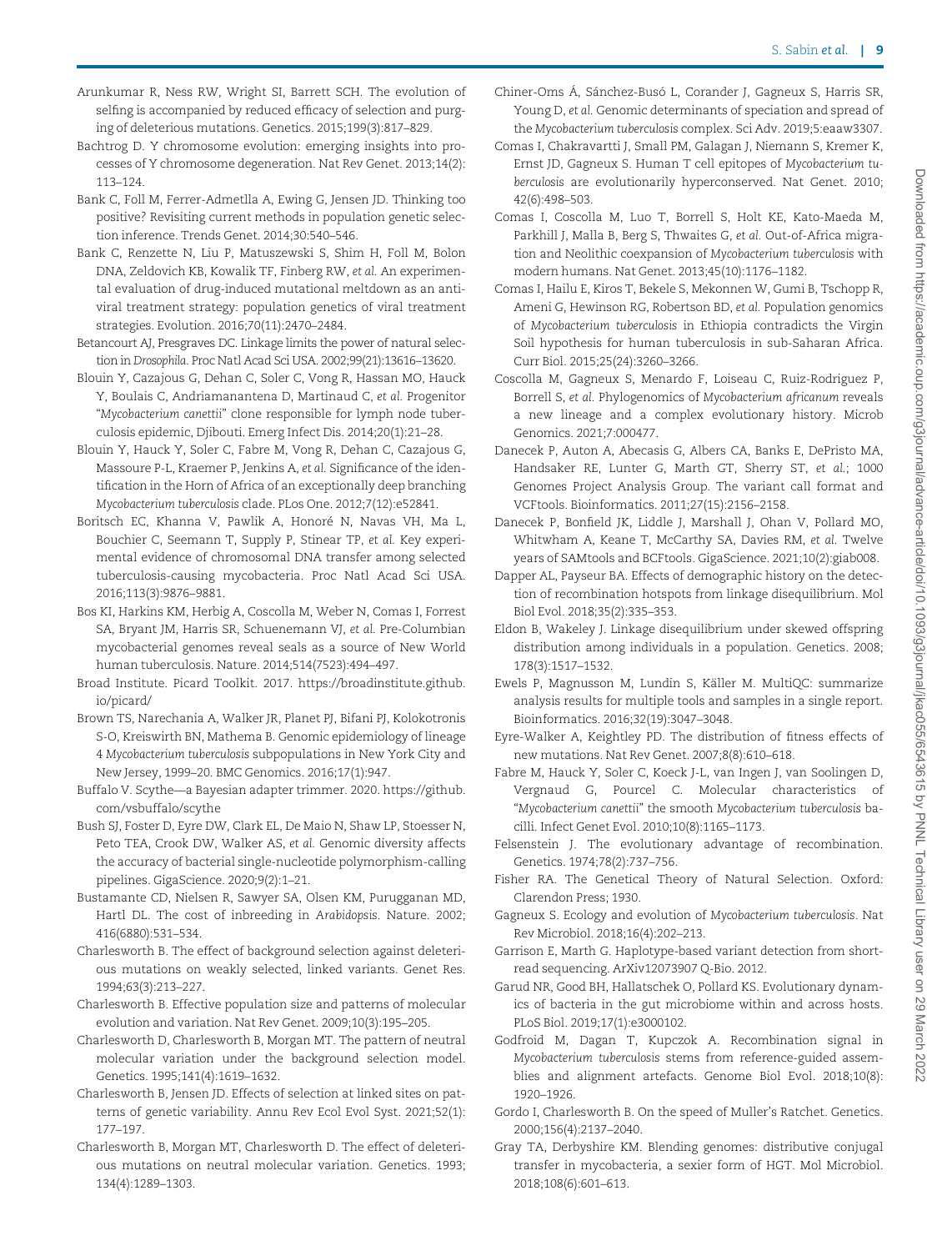Arunkumar R, Ness RW, Wright SI, Barrett SCH. The evolution of selfing is accompanied by reduced efficacy of selection and purging of deleterious mutations. Genetics. 2015;199(3):817–829.

Bachtrog D. Y chromosome evolution: emerging insights into processes of Y chromosome degeneration. Nat Rev Genet. 2013;14(2): 113–124.

Bank C, Foll M, Ferrer-Admetlla A, Ewing G, Jensen JD. Thinking too positive? Revisiting current methods in population genetic selection inference. Trends Genet. 2014;30:540–546.

Bank C, Renzette N, Liu P, Matuszewski S, Shim H, Foll M, Bolon DNA, Zeldovich KB, Kowalik TF, Finberg RW, *et al.* An experimental evaluation of drug-induced mutational meltdown as an antiviral treatment strategy: population genetics of viral treatment strategies. Evolution. 2016;70(11):2470–2484.

Betancourt AJ, Presgraves DC. Linkage limits the power of natural selection in *Drosophila*. Proc Natl Acad Sci USA. 2002;99(21):13616–13620.

Blouin Y, Cazajous G, Dehan C, Soler C, Vong R, Hassan MO, Hauck Y, Boulais C, Andriamanantena D, Martinaud C, *et al.* Progenitor "*Mycobacterium canettii*" clone responsible for lymph node tuberculosis epidemic, Djibouti. Emerg Infect Dis. 2014;20(1):21–28.

Blouin Y, Hauck Y, Soler C, Fabre M, Vong R, Dehan C, Cazajous G, Massoure P-L, Kraemer P, Jenkins A, *et al.* Significance of the identification in the Horn of Africa of an exceptionally deep branching *Mycobacterium tuberculosis* clade. PLos One. 2012;7(12):e52841.

Boritsch EC, Khanna V, Pawlik A, Honoré N, Navas VH, Ma L, Bouchier C, Seemann T, Supply P, Stinear TP, *et al.* Key experimental evidence of chromosomal DNA transfer among selected tuberculosis-causing mycobacteria. Proc Natl Acad Sci USA. 2016;113(3):9876–9881.

Bos KI, Harkins KM, Herbig A, Coscolla M, Weber N, Comas I, Forrest SA, Bryant JM, Harris SR, Schuenemann VJ, *et al.* Pre-Columbian mycobacterial genomes reveal seals as a source of New World human tuberculosis. Nature. 2014;514(7523):494–497.

Broad Institute. Picard Toolkit. 2017. https://broadinstitute.github.io/picard/

Brown TS, Narechania A, Walker JR, Planet PJ, Bifani PJ, Kolokotronis S-O, Kreiswirth BN, Mathema B. Genomic epidemiology of lineage 4 *Mycobacterium tuberculosis* subpopulations in New York City and New Jersey, 1999–20. BMC Genomics. 2016;17(1):947.

Buffalo V. Scythe—a Bayesian adapter trimmer. 2020. https://github.com/vsbuffalo/scythe

Bush SJ, Foster D, Eyre DW, Clark EL, De Maio N, Shaw LP, Stoesser N, Peto TEA, Crook DW, Walker AS, *et al.* Genomic diversity affects the accuracy of bacterial single-nucleotide polymorphism-calling pipelines. GigaScience. 2020;9(2):1–21.

Bustamante CD, Nielsen R, Sawyer SA, Olsen KM, Purugganan MD, Hartl DL. The cost of inbreeding in *Arabidopsis*. Nature. 2002; 416(6880):531–534.

Charlesworth B. The effect of background selection against deleterious mutations on weakly selected, linked variants. Genet Res. 1994;63(3):213–227.

Charlesworth B. Effective population size and patterns of molecular evolution and variation. Nat Rev Genet. 2009;10(3):195–205.

Charlesworth D, Charlesworth B, Morgan MT. The pattern of neutral molecular variation under the background selection model. Genetics. 1995;141(4):1619–1632.

Charlesworth B, Jensen JD. Effects of selection at linked sites on patterns of genetic variability. Annu Rev Ecol Evol Syst. 2021;52(1): 177–197.

Charlesworth B, Morgan MT, Charlesworth D. The effect of deleterious mutations on neutral molecular variation. Genetics. 1993; 134(4):1289–1303.

Chiner-Oms Á, Sánchez-Busó L, Corander J, Gagneux S, Harris SR, Young D, *et al.* Genomic determinants of speciation and spread of the *Mycobacterium tuberculosis* complex. Sci Adv. 2019;5:eaaw3307.

Comas I, Chakravartti J, Small PM, Galagan J, Niemann S, Kremer K, Ernst JD, Gagneux S. Human T cell epitopes of *Mycobacterium tuberculosis* are evolutionarily hyperconserved. Nat Genet. 2010; 42(6):498–503.

Comas I, Coscolla M, Luo T, Borrell S, Holt KE, Kato-Maeda M, Parkhill J, Malla B, Berg S, Thwaites G, *et al.* Out-of-Africa migration and Neolithic coexpansion of *Mycobacterium tuberculosis* with modern humans. Nat Genet. 2013;45(10):1176–1182.

Comas I, Hailu E, Kiros T, Bekele S, Mekonnen W, Gumi B, Tschopp R, Ameni G, Hewinson RG, Robertson BD, *et al.* Population genomics of *Mycobacterium tuberculosis* in Ethiopia contradicts the Virgin Soil hypothesis for human tuberculosis in sub-Saharan Africa. Curr Biol. 2015;25(24):3260–3266.

Coscolla M, Gagneux S, Menardo F, Loiseau C, Ruiz-Rodriguez P, Borrell S, *et al.* Phylogenomics of *Mycobacterium africanum* reveals a new lineage and a complex evolutionary history. Microb Genomics. 2021;7:000477.

Danecek P, Auton A, Abecasis G, Albers CA, Banks E, DePristo MA, Handsaker RE, Lunter G, Marth GT, Sherry ST, *et al.*; 1000 Genomes Project Analysis Group. The variant call format and VCFtools. Bioinformatics. 2011;27(15):2156–2158.

Danecek P, Bonfield JK, Liddle J, Marshall J, Ohan V, Pollard MO, Whitwham A, Keane T, McCarthy SA, Davies RM, *et al.* Twelve years of SAMtools and BCFtools. GigaScience. 2021;10(2):giab008.

Dapper AL, Payseur BA. Effects of demographic history on the detection of recombination hotspots from linkage disequilibrium. Mol Biol Evol. 2018;35(2):335–353.

Eldon B, Wakeley J. Linkage disequilibrium under skewed offspring distribution among individuals in a population. Genetics. 2008; 178(3):1517–1532.

Ewels P, Magnusson M, Lundin S, Käller M. MultiQC: summarize analysis results for multiple tools and samples in a single report. Bioinformatics. 2016;32(19):3047–3048.

Eyre-Walker A, Keightley PD. The distribution of fitness effects of new mutations. Nat Rev Genet. 2007;8(8):610–618.

Fabre M, Hauck Y, Soler C, Koeck J-L, van Ingen J, van Soolingen D, Vergnaud G, Pourcel C. Molecular characteristics of "*Mycobacterium canettii*" the smooth *Mycobacterium tuberculosis* bacilli. Infect Genet Evol. 2010;10(8):1165–1173.

Felsenstein J. The evolutionary advantage of recombination. Genetics. 1974;78(2):737–756.

Fisher RA. The Genetical Theory of Natural Selection. Oxford: Clarendon Press; 1930.

Gagneux S. Ecology and evolution of *Mycobacterium tuberculosis*. Nat Rev Microbiol. 2018;16(4):202–213.

Garrison E, Marth G. Haplotype-based variant detection from short-read sequencing. ArXiv12073907 Q-Bio. 2012.

Garud NR, Good BH, Hallatschek O, Pollard KS. Evolutionary dynamics of bacteria in the gut microbiome within and across hosts. PLoS Biol. 2019;17(1):e3000102.

Godfroid M, Dagan T, Kupczok A. Recombination signal in *Mycobacterium tuberculosis* stems from reference-guided assemblies and alignment artefacts. Genome Biol Evol. 2018;10(8): 1920–1926.

Gordo I, Charlesworth B. On the speed of Muller's Ratchet. Genetics. 2000;156(4):2137–2040.

Gray TA, Derbyshire KM. Blending genomes: distributive conjugal transfer in mycobacteria, a sexier form of HGT. Mol Microbiol. 2018;108(6):601–613.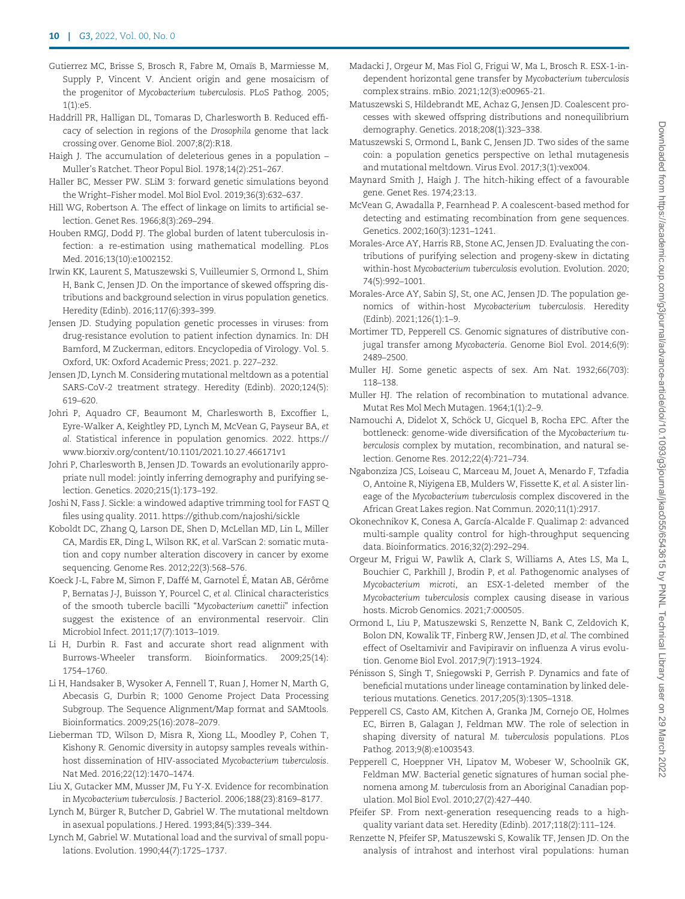Gutierrez MC, Brisse S, Brosch R, Fabre M, Omaïs B, Marmiesse M, Supply P, Vincent V. Ancient origin and gene mosaicism of the progenitor of *Mycobacterium tuberculosis*. PLoS Pathog. 2005;1(1):e5.

Haddrill PR, Halligan DL, Tomaras D, Charlesworth B. Reduced efficacy of selection in regions of the *Drosophila* genome that lack crossing over. Genome Biol. 2007;8(2):R18.

Haigh J. The accumulation of deleterious genes in a population – Muller's Ratchet. Theor Popul Biol. 1978;14(2):251–267.

Haller BC, Messer PW. SLiM 3: forward genetic simulations beyond the Wright–Fisher model. Mol Biol Evol. 2019;36(3):632–637.

Hill WG, Robertson A. The effect of linkage on limits to artificial selection. Genet Res. 1966;8(3):269–294.

Houben RMGJ, Dodd PJ. The global burden of latent tuberculosis infection: a re-estimation using mathematical modelling. PLos Med. 2016;13(10):e1002152.

Irwin KK, Laurent S, Matuszewski S, Vuilleumier S, Ormond L, Shim H, Bank C, Jensen JD. On the importance of skewed offspring distributions and background selection in virus population genetics. Heredity (Edinb). 2016;117(6):393–399.

Jensen JD. Studying population genetic processes in viruses: from drug-resistance evolution to patient infection dynamics. In: DH Bamford, M Zuckerman, editors. Encyclopedia of Virology. Vol. 5. Oxford, UK: Oxford Academic Press; 2021. p. 227–232.

Jensen JD, Lynch M. Considering mutational meltdown as a potential SARS-CoV-2 treatment strategy. Heredity (Edinb). 2020;124(5):619–620.

Johri P, Aquadro CF, Beaumont M, Charlesworth B, Excoffier L, Eyre-Walker A, Keightley PD, Lynch M, McVean G, Payseur BA, *et al.* Statistical inference in population genomics. 2022. https://www.biorxiv.org/content/10.1101/2021.10.27.466171v1

Johri P, Charlesworth B, Jensen JD. Towards an evolutionarily appropriate null model: jointly inferring demography and purifying selection. Genetics. 2020;215(1):173–192.

Joshi N, Fass J. Sickle: a windowed adaptive trimming tool for FAST Q files using quality. 2011. https://github.com/najoshi/sickle

Koboldt DC, Zhang Q, Larson DE, Shen D, McLellan MD, Lin L, Miller CA, Mardis ER, Ding L, Wilson RK, *et al.* VarScan 2: somatic mutation and copy number alteration discovery in cancer by exome sequencing. Genome Res. 2012;22(3):568–576.

Koeck J-L, Fabre M, Simon F, Daffé M, Garnotel É, Matan AB, Gérôme P, Bernatas J-J, Buisson Y, Pourcel C, *et al.* Clinical characteristics of the smooth tubercle bacilli "*Mycobacterium canettii*" infection suggest the existence of an environmental reservoir. Clin Microbiol Infect. 2011;17(7):1013–1019.

Li H, Durbin R. Fast and accurate short read alignment with Burrows-Wheeler transform. Bioinformatics. 2009;25(14):1754–1760.

Li H, Handsaker B, Wysoker A, Fennell T, Ruan J, Homer N, Marth G, Abecasis G, Durbin R; 1000 Genome Project Data Processing Subgroup. The Sequence Alignment/Map format and SAMtools. Bioinformatics. 2009;25(16):2078–2079.

Lieberman TD, Wilson D, Misra R, Xiong LL, Moodley P, Cohen T, Kishony R. Genomic diversity in autopsy samples reveals within-host dissemination of HIV-associated *Mycobacterium tuberculosis*. Nat Med. 2016;22(12):1470–1474.

Liu X, Gutacker MM, Musser JM, Fu Y-X. Evidence for recombination in *Mycobacterium tuberculosis*. J Bacteriol. 2006;188(23):8169–8177.

Lynch M, Bürger R, Butcher D, Gabriel W. The mutational meltdown in asexual populations. J Hered. 1993;84(5):339–344.

Lynch M, Gabriel W. Mutational load and the survival of small populations. Evolution. 1990;44(7):1725–1737.

Madacki J, Orgeur M, Mas Fiol G, Frigui W, Ma L, Brosch R. ESX-1-independent horizontal gene transfer by *Mycobacterium tuberculosis* complex strains. mBio. 2021;12(3):e00965-21.

Matuszewski S, Hildebrandt ME, Achaz G, Jensen JD. Coalescent processes with skewed offspring distributions and nonequilibrium demography. Genetics. 2018;208(1):323–338.

Matuszewski S, Ormond L, Bank C, Jensen JD. Two sides of the same coin: a population genetics perspective on lethal mutagenesis and mutational meltdown. Virus Evol. 2017;3(1):vex004.

Maynard Smith J, Haigh J. The hitch-hiking effect of a favourable gene. Genet Res. 1974;23:13.

McVean G, Awadalla P, Fearnhead P. A coalescent-based method for detecting and estimating recombination from gene sequences. Genetics. 2002;160(3):1231–1241.

Morales-Arce AY, Harris RB, Stone AC, Jensen JD. Evaluating the contributions of purifying selection and progeny-skew in dictating within-host *Mycobacterium tuberculosis* evolution. Evolution. 2020;74(5):992–1001.

Morales-Arce AY, Sabin SJ, St, one AC, Jensen JD. The population genomics of within-host *Mycobacterium tuberculosis*. Heredity (Edinb). 2021;126(1):1–9.

Mortimer TD, Pepperell CS. Genomic signatures of distributive conjugal transfer among *Mycobacteria*. Genome Biol Evol. 2014;6(9):2489–2500.

Muller HJ. Some genetic aspects of sex. Am Nat. 1932;66(703):118–138.

Muller HJ. The relation of recombination to mutational advance. Mutat Res Mol Mech Mutagen. 1964;1(1):2–9.

Namouchi A, Didelot X, Schöck U, Gicquel B, Rocha EPC. After the bottleneck: genome-wide diversification of the *Mycobacterium tuberculosis* complex by mutation, recombination, and natural selection. Genome Res. 2012;22(4):721–734.

Ngabonziza JCS, Loiseau C, Marceau M, Jouet A, Menardo F, Tzfadia O, Antoine R, Niyigena EB, Mulders W, Fissette K, *et al.* A sister lineage of the *Mycobacterium tuberculosis* complex discovered in the African Great Lakes region. Nat Commun. 2020;11(1):2917.

Okonechnikov K, Conesa A, García-Alcalde F. Qualimap 2: advanced multi-sample quality control for high-throughput sequencing data. Bioinformatics. 2016;32(2):292–294.

Orgeur M, Frigui W, Pawlik A, Clark S, Williams A, Ates LS, Ma L, Bouchier C, Parkhill J, Brodin P, *et al.* Pathogenomic analyses of *Mycobacterium microti*, an ESX-1-deleted member of the *Mycobacterium tuberculosis* complex causing disease in various hosts. Microb Genomics. 2021;7:000505.

Ormond L, Liu P, Matuszewski S, Renzette N, Bank C, Zeldovich K, Bolon DN, Kowalik TF, Finberg RW, Jensen JD, *et al.* The combined effect of Oseltamivir and Favipiravir on influenza A virus evolution. Genome Biol Evol. 2017;9(7):1913–1924.

Pénisson S, Singh T, Sniegowski P, Gerrish P. Dynamics and fate of beneficial mutations under lineage contamination by linked deleterious mutations. Genetics. 2017;205(3):1305–1318.

Pepperell CS, Casto AM, Kitchen A, Granka JM, Cornejo OE, Holmes EC, Birren B, Galagan J, Feldman MW. The role of selection in shaping diversity of natural *M. tuberculosis* populations. PLos Pathog. 2013;9(8):e1003543.

Pepperell C, Hoeppner VH, Lipatov M, Wobeser W, Schoolnik GK, Feldman MW. Bacterial genetic signatures of human social phenomena among *M. tuberculosis* from an Aboriginal Canadian population. Mol Biol Evol. 2010;27(2):427–440.

Pfeifer SP. From next-generation resequencing reads to a high-quality variant data set. Heredity (Edinb). 2017;118(2):111–124.

Renzette N, Pfeifer SP, Matuszewski S, Kowalik TF, Jensen JD. On the analysis of intrahost and interhost viral populations: human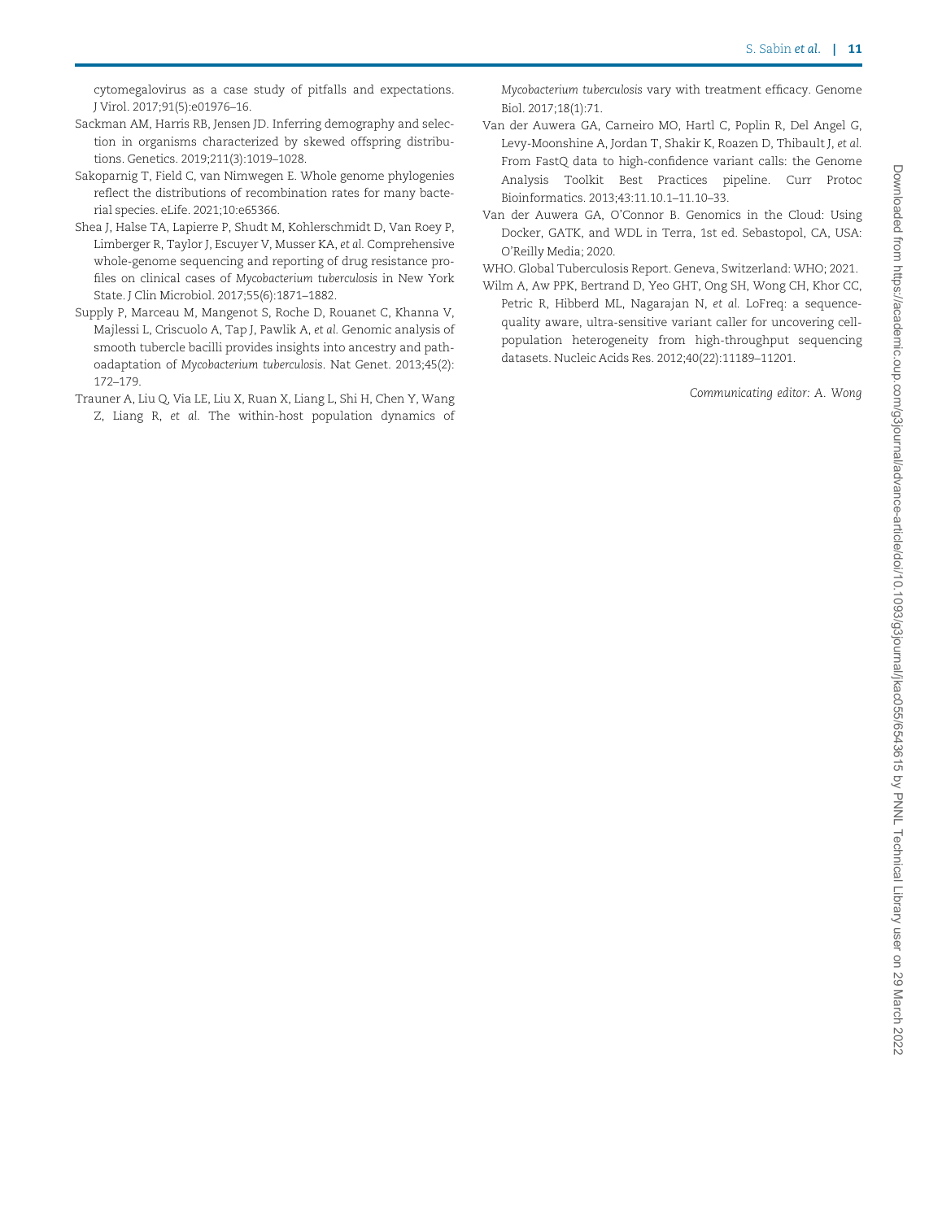cytomegalovirus as a case study of pitfalls and expectations. J Virol. 2017;91(5):e01976–16.

Sackman AM, Harris RB, Jensen JD. Inferring demography and selection in organisms characterized by skewed offspring distributions. Genetics. 2019;211(3):1019–1028.

Sakoparnig T, Field C, van Nimwegen E. Whole genome phylogenies reflect the distributions of recombination rates for many bacterial species. eLife. 2021;10:e65366.

Shea J, Halse TA, Lapierre P, Shudt M, Kohlerschmidt D, Van Roey P, Limberger R, Taylor J, Escuyer V, Musser KA, *et al.* Comprehensive whole-genome sequencing and reporting of drug resistance profiles on clinical cases of *Mycobacterium tuberculosis* in New York State. J Clin Microbiol. 2017;55(6):1871–1882.

Supply P, Marceau M, Mangenot S, Roche D, Rouanet C, Khanna V, Majlessi L, Criscuolo A, Tap J, Pawlik A, *et al.* Genomic analysis of smooth tubercle bacilli provides insights into ancestry and pathoadaptation of *Mycobacterium tuberculosis*. Nat Genet. 2013;45(2):172–179.

Trauner A, Liu Q, Via LE, Liu X, Ruan X, Liang L, Shi H, Chen Y, Wang Z, Liang R, *et al.* The within-host population dynamics of *Mycobacterium tuberculosis* vary with treatment efficacy. Genome Biol. 2017;18(1):71.

Van der Auwera GA, Carneiro MO, Hartl C, Poplin R, Del Angel G, Levy-Moonshine A, Jordan T, Shakir K, Roazen D, Thibault J, *et al.* From FastQ data to high-confidence variant calls: the Genome Analysis Toolkit Best Practices pipeline. Curr Protoc Bioinformatics. 2013;43:11.10.1–11.10–33.

Van der Auwera GA, O'Connor B. Genomics in the Cloud: Using Docker, GATK, and WDL in Terra, 1st ed. Sebastopol, CA, USA: O'Reilly Media; 2020.

WHO. Global Tuberculosis Report. Geneva, Switzerland: WHO; 2021.

Wilm A, Aw PPK, Bertrand D, Yeo GHT, Ong SH, Wong CH, Khor CC, Petric R, Hibberd ML, Nagarajan N, *et al.* LoFreq: a sequence-quality aware, ultra-sensitive variant caller for uncovering cell-population heterogeneity from high-throughput sequencing datasets. Nucleic Acids Res. 2012;40(22):11189–11201.

*Communicating editor: A. Wong*